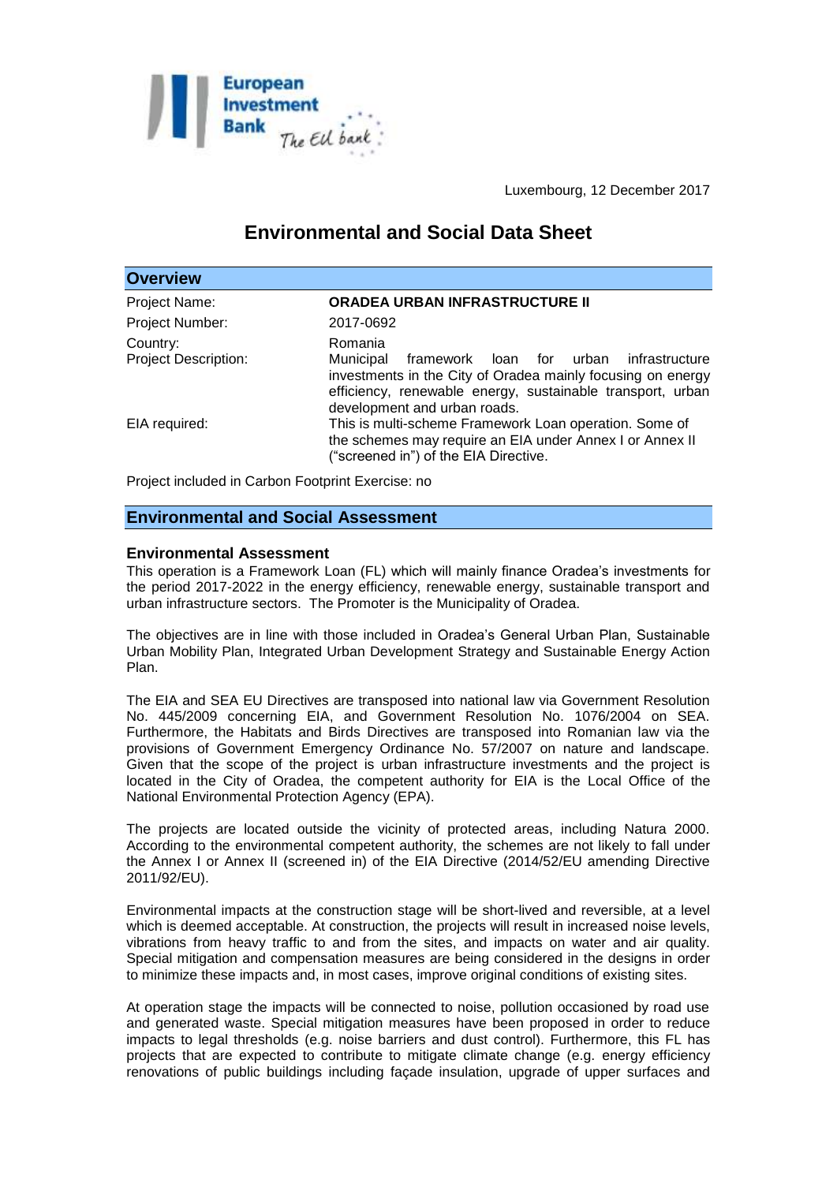Luxembourg, 12 December 2017

# Environmental and Social Data Sheet

## Overview

| | |
|---|---|
| Project Name: | **ORADEA URBAN INFRASTRUCTURE II** |
| Project Number: | 2017-0692 |
| Country: | Romania |
| Project Description: | Municipal framework loan for urban infrastructure investments in the City of Oradea mainly focusing on energy efficiency, renewable energy, sustainable transport, urban development and urban roads. |
| EIA required: | This is multi-scheme Framework Loan operation. Some of the schemes may require an EIA under Annex I or Annex II ("screened in") of the EIA Directive. |

Project included in Carbon Footprint Exercise: no

## Environmental and Social Assessment

### Environmental Assessment

This operation is a Framework Loan (FL) which will mainly finance Oradea's investments for the period 2017-2022 in the energy efficiency, renewable energy, sustainable transport and urban infrastructure sectors. The Promoter is the Municipality of Oradea.

The objectives are in line with those included in Oradea's General Urban Plan, Sustainable Urban Mobility Plan, Integrated Urban Development Strategy and Sustainable Energy Action Plan.

The EIA and SEA EU Directives are transposed into national law via Government Resolution No. 445/2009 concerning EIA, and Government Resolution No. 1076/2004 on SEA. Furthermore, the Habitats and Birds Directives are transposed into Romanian law via the provisions of Government Emergency Ordinance No. 57/2007 on nature and landscape. Given that the scope of the project is urban infrastructure investments and the project is located in the City of Oradea, the competent authority for EIA is the Local Office of the National Environmental Protection Agency (EPA).

The projects are located outside the vicinity of protected areas, including Natura 2000. According to the environmental competent authority, the schemes are not likely to fall under the Annex I or Annex II (screened in) of the EIA Directive (2014/52/EU amending Directive 2011/92/EU).

Environmental impacts at the construction stage will be short-lived and reversible, at a level which is deemed acceptable. At construction, the projects will result in increased noise levels, vibrations from heavy traffic to and from the sites, and impacts on water and air quality. Special mitigation and compensation measures are being considered in the designs in order to minimize these impacts and, in most cases, improve original conditions of existing sites.

At operation stage the impacts will be connected to noise, pollution occasioned by road use and generated waste. Special mitigation measures have been proposed in order to reduce impacts to legal thresholds (e.g. noise barriers and dust control). Furthermore, this FL has projects that are expected to contribute to mitigate climate change (e.g. energy efficiency renovations of public buildings including façade insulation, upgrade of upper surfaces and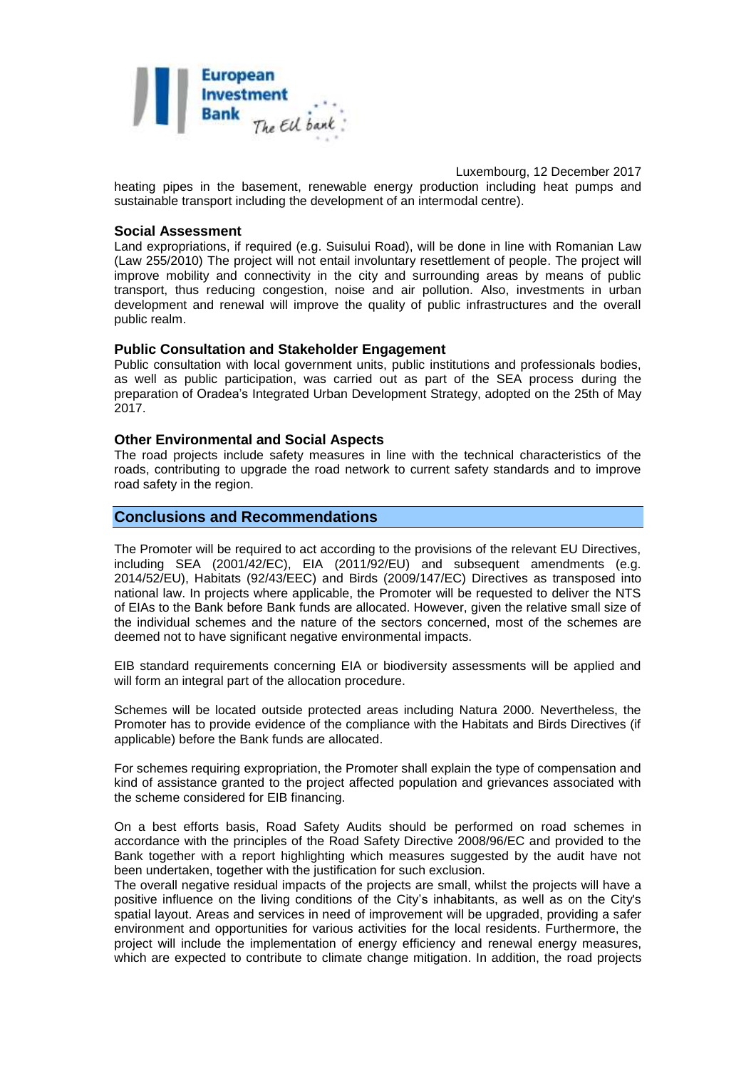heating pipes in the basement, renewable energy production including heat pumps and sustainable transport including the development of an intermodal centre).

### Social Assessment

Land expropriations, if required (e.g. Suisului Road), will be done in line with Romanian Law (Law 255/2010) The project will not entail involuntary resettlement of people. The project will improve mobility and connectivity in the city and surrounding areas by means of public transport, thus reducing congestion, noise and air pollution. Also, investments in urban development and renewal will improve the quality of public infrastructures and the overall public realm.

### Public Consultation and Stakeholder Engagement

Public consultation with local government units, public institutions and professionals bodies, as well as public participation, was carried out as part of the SEA process during the preparation of Oradea's Integrated Urban Development Strategy, adopted on the 25th of May 2017.

### Other Environmental and Social Aspects

The road projects include safety measures in line with the technical characteristics of the roads, contributing to upgrade the road network to current safety standards and to improve road safety in the region.

## Conclusions and Recommendations

The Promoter will be required to act according to the provisions of the relevant EU Directives, including SEA (2001/42/EC), EIA (2011/92/EU) and subsequent amendments (e.g. 2014/52/EU), Habitats (92/43/EEC) and Birds (2009/147/EC) Directives as transposed into national law. In projects where applicable, the Promoter will be requested to deliver the NTS of EIAs to the Bank before Bank funds are allocated. However, given the relative small size of the individual schemes and the nature of the sectors concerned, most of the schemes are deemed not to have significant negative environmental impacts.

EIB standard requirements concerning EIA or biodiversity assessments will be applied and will form an integral part of the allocation procedure.

Schemes will be located outside protected areas including Natura 2000. Nevertheless, the Promoter has to provide evidence of the compliance with the Habitats and Birds Directives (if applicable) before the Bank funds are allocated.

For schemes requiring expropriation, the Promoter shall explain the type of compensation and kind of assistance granted to the project affected population and grievances associated with the scheme considered for EIB financing.

On a best efforts basis, Road Safety Audits should be performed on road schemes in accordance with the principles of the Road Safety Directive 2008/96/EC and provided to the Bank together with a report highlighting which measures suggested by the audit have not been undertaken, together with the justification for such exclusion.

The overall negative residual impacts of the projects are small, whilst the projects will have a positive influence on the living conditions of the City's inhabitants, as well as on the City's spatial layout. Areas and services in need of improvement will be upgraded, providing a safer environment and opportunities for various activities for the local residents. Furthermore, the project will include the implementation of energy efficiency and renewal energy measures, which are expected to contribute to climate change mitigation. In addition, the road projects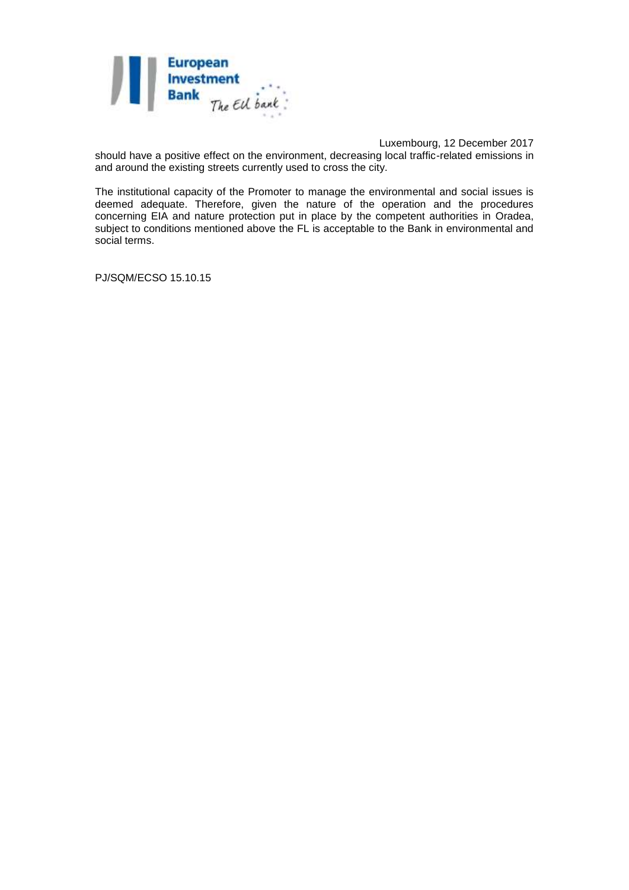should have a positive effect on the environment, decreasing local traffic-related emissions in and around the existing streets currently used to cross the city.

The institutional capacity of the Promoter to manage the environmental and social issues is deemed adequate. Therefore, given the nature of the operation and the procedures concerning EIA and nature protection put in place by the competent authorities in Oradea, subject to conditions mentioned above the FL is acceptable to the Bank in environmental and social terms.

PJ/SQM/ECSO 15.10.15